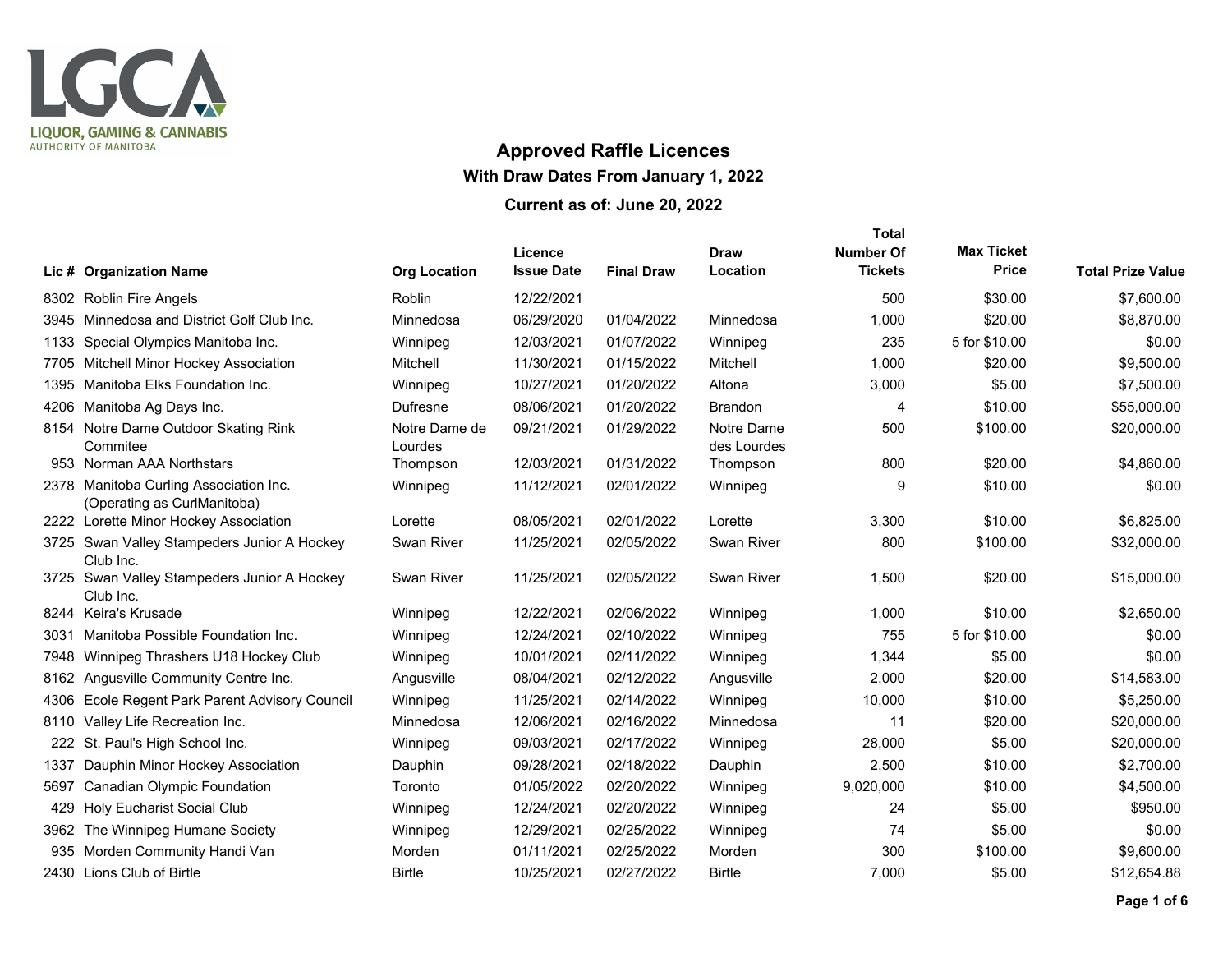LGCA
LIQUOR, GAMING & CANNABIS
AUTHORITY OF MANITOBA

# Approved Raffle Licences

## With Draw Dates From January 1, 2022

## Current as of: June 20, 2022

| Lic # | Organization Name | Org Location | Licence Issue Date | Final Draw | Draw Location | Total Number Of Tickets | Max Ticket Price | Total Prize Value |
|---|---|---|---|---|---|---|---|---|
| 8302 | Roblin Fire Angels | Roblin | 12/22/2021 | | | 500 | $30.00 | $7,600.00 |
| 3945 | Minnedosa and District Golf Club Inc. | Minnedosa | 06/29/2020 | 01/04/2022 | Minnedosa | 1,000 | $20.00 | $8,870.00 |
| 1133 | Special Olympics Manitoba Inc. | Winnipeg | 12/03/2021 | 01/07/2022 | Winnipeg | 235 | 5 for $10.00 | $0.00 |
| 7705 | Mitchell Minor Hockey Association | Mitchell | 11/30/2021 | 01/15/2022 | Mitchell | 1,000 | $20.00 | $9,500.00 |
| 1395 | Manitoba Elks Foundation Inc. | Winnipeg | 10/27/2021 | 01/20/2022 | Altona | 3,000 | $5.00 | $7,500.00 |
| 4206 | Manitoba Ag Days Inc. | Dufresne | 08/06/2021 | 01/20/2022 | Brandon | 4 | $10.00 | $55,000.00 |
| 8154 | Notre Dame Outdoor Skating Rink Commitee | Notre Dame de Lourdes | 09/21/2021 | 01/29/2022 | Notre Dame des Lourdes | 500 | $100.00 | $20,000.00 |
| 953 | Norman AAA Northstars | Thompson | 12/03/2021 | 01/31/2022 | Thompson | 800 | $20.00 | $4,860.00 |
| 2378 | Manitoba Curling Association Inc. (Operating as CurlManitoba) | Winnipeg | 11/12/2021 | 02/01/2022 | Winnipeg | 9 | $10.00 | $0.00 |
| 2222 | Lorette Minor Hockey Association | Lorette | 08/05/2021 | 02/01/2022 | Lorette | 3,300 | $10.00 | $6,825.00 |
| 3725 | Swan Valley Stampeders Junior A Hockey Club Inc. | Swan River | 11/25/2021 | 02/05/2022 | Swan River | 800 | $100.00 | $32,000.00 |
| 3725 | Swan Valley Stampeders Junior A Hockey Club Inc. | Swan River | 11/25/2021 | 02/05/2022 | Swan River | 1,500 | $20.00 | $15,000.00 |
| 8244 | Keira's Krusade | Winnipeg | 12/22/2021 | 02/06/2022 | Winnipeg | 1,000 | $10.00 | $2,650.00 |
| 3031 | Manitoba Possible Foundation Inc. | Winnipeg | 12/24/2021 | 02/10/2022 | Winnipeg | 755 | 5 for $10.00 | $0.00 |
| 7948 | Winnipeg Thrashers U18 Hockey Club | Winnipeg | 10/01/2021 | 02/11/2022 | Winnipeg | 1,344 | $5.00 | $0.00 |
| 8162 | Angusville Community Centre Inc. | Angusville | 08/04/2021 | 02/12/2022 | Angusville | 2,000 | $20.00 | $14,583.00 |
| 4306 | Ecole Regent Park Parent Advisory Council | Winnipeg | 11/25/2021 | 02/14/2022 | Winnipeg | 10,000 | $10.00 | $5,250.00 |
| 8110 | Valley Life Recreation Inc. | Minnedosa | 12/06/2021 | 02/16/2022 | Minnedosa | 11 | $20.00 | $20,000.00 |
| 222 | St. Paul's High School Inc. | Winnipeg | 09/03/2021 | 02/17/2022 | Winnipeg | 28,000 | $5.00 | $20,000.00 |
| 1337 | Dauphin Minor Hockey Association | Dauphin | 09/28/2021 | 02/18/2022 | Dauphin | 2,500 | $10.00 | $2,700.00 |
| 5697 | Canadian Olympic Foundation | Toronto | 01/05/2022 | 02/20/2022 | Winnipeg | 9,020,000 | $10.00 | $4,500.00 |
| 429 | Holy Eucharist Social Club | Winnipeg | 12/24/2021 | 02/20/2022 | Winnipeg | 24 | $5.00 | $950.00 |
| 3962 | The Winnipeg Humane Society | Winnipeg | 12/29/2021 | 02/25/2022 | Winnipeg | 74 | $5.00 | $0.00 |
| 935 | Morden Community Handi Van | Morden | 01/11/2021 | 02/25/2022 | Morden | 300 | $100.00 | $9,600.00 |
| 2430 | Lions Club of Birtle | Birtle | 10/25/2021 | 02/27/2022 | Birtle | 7,000 | $5.00 | $12,654.88 |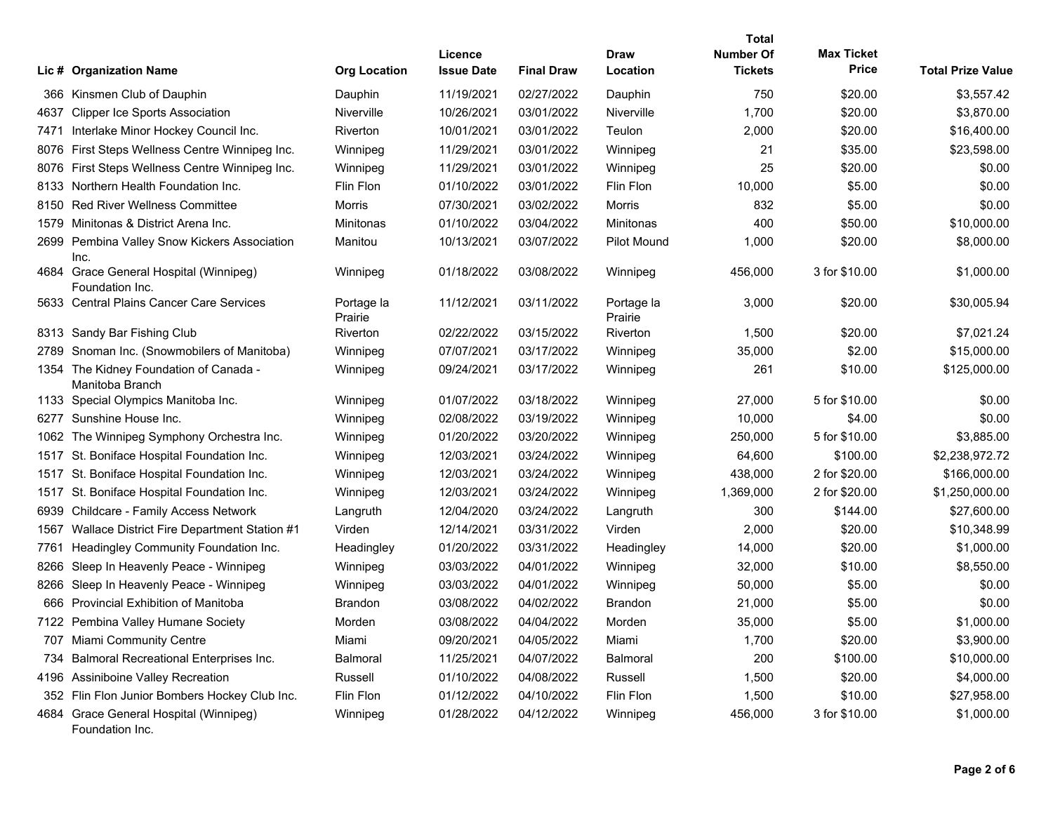| Lic # | Organization Name | Org Location | Licence Issue Date | Final Draw | Draw Location | Total Number Of Tickets | Max Ticket Price | Total Prize Value |
|---|---|---|---|---|---|---|---|---|
| 366 | Kinsmen Club of Dauphin | Dauphin | 11/19/2021 | 02/27/2022 | Dauphin | 750 | $20.00 | $3,557.42 |
| 4637 | Clipper Ice Sports Association | Niverville | 10/26/2021 | 03/01/2022 | Niverville | 1,700 | $20.00 | $3,870.00 |
| 7471 | Interlake Minor Hockey Council Inc. | Riverton | 10/01/2021 | 03/01/2022 | Teulon | 2,000 | $20.00 | $16,400.00 |
| 8076 | First Steps Wellness Centre Winnipeg Inc. | Winnipeg | 11/29/2021 | 03/01/2022 | Winnipeg | 21 | $35.00 | $23,598.00 |
| 8076 | First Steps Wellness Centre Winnipeg Inc. | Winnipeg | 11/29/2021 | 03/01/2022 | Winnipeg | 25 | $20.00 | $0.00 |
| 8133 | Northern Health Foundation Inc. | Flin Flon | 01/10/2022 | 03/01/2022 | Flin Flon | 10,000 | $5.00 | $0.00 |
| 8150 | Red River Wellness Committee | Morris | 07/30/2021 | 03/02/2022 | Morris | 832 | $5.00 | $0.00 |
| 1579 | Minitonas & District Arena Inc. | Minitonas | 01/10/2022 | 03/04/2022 | Minitonas | 400 | $50.00 | $10,000.00 |
| 2699 | Pembina Valley Snow Kickers Association Inc. | Manitou | 10/13/2021 | 03/07/2022 | Pilot Mound | 1,000 | $20.00 | $8,000.00 |
| 4684 | Grace General Hospital (Winnipeg) Foundation Inc. | Winnipeg | 01/18/2022 | 03/08/2022 | Winnipeg | 456,000 | 3 for $10.00 | $1,000.00 |
| 5633 | Central Plains Cancer Care Services | Portage la Prairie | 11/12/2021 | 03/11/2022 | Portage la Prairie | 3,000 | $20.00 | $30,005.94 |
| 8313 | Sandy Bar Fishing Club | Riverton | 02/22/2022 | 03/15/2022 | Riverton | 1,500 | $20.00 | $7,021.24 |
| 2789 | Snoman Inc. (Snowmobilers of Manitoba) | Winnipeg | 07/07/2021 | 03/17/2022 | Winnipeg | 35,000 | $2.00 | $15,000.00 |
| 1354 | The Kidney Foundation of Canada - Manitoba Branch | Winnipeg | 09/24/2021 | 03/17/2022 | Winnipeg | 261 | $10.00 | $125,000.00 |
| 1133 | Special Olympics Manitoba Inc. | Winnipeg | 01/07/2022 | 03/18/2022 | Winnipeg | 27,000 | 5 for $10.00 | $0.00 |
| 6277 | Sunshine House Inc. | Winnipeg | 02/08/2022 | 03/19/2022 | Winnipeg | 10,000 | $4.00 | $0.00 |
| 1062 | The Winnipeg Symphony Orchestra Inc. | Winnipeg | 01/20/2022 | 03/20/2022 | Winnipeg | 250,000 | 5 for $10.00 | $3,885.00 |
| 1517 | St. Boniface Hospital Foundation Inc. | Winnipeg | 12/03/2021 | 03/24/2022 | Winnipeg | 64,600 | $100.00 | $2,238,972.72 |
| 1517 | St. Boniface Hospital Foundation Inc. | Winnipeg | 12/03/2021 | 03/24/2022 | Winnipeg | 438,000 | 2 for $20.00 | $166,000.00 |
| 1517 | St. Boniface Hospital Foundation Inc. | Winnipeg | 12/03/2021 | 03/24/2022 | Winnipeg | 1,369,000 | 2 for $20.00 | $1,250,000.00 |
| 6939 | Childcare - Family Access Network | Langruth | 12/04/2020 | 03/24/2022 | Langruth | 300 | $144.00 | $27,600.00 |
| 1567 | Wallace District Fire Department Station #1 | Virden | 12/14/2021 | 03/31/2022 | Virden | 2,000 | $20.00 | $10,348.99 |
| 7761 | Headingley Community Foundation Inc. | Headingley | 01/20/2022 | 03/31/2022 | Headingley | 14,000 | $20.00 | $1,000.00 |
| 8266 | Sleep In Heavenly Peace - Winnipeg | Winnipeg | 03/03/2022 | 04/01/2022 | Winnipeg | 32,000 | $10.00 | $8,550.00 |
| 8266 | Sleep In Heavenly Peace - Winnipeg | Winnipeg | 03/03/2022 | 04/01/2022 | Winnipeg | 50,000 | $5.00 | $0.00 |
| 666 | Provincial Exhibition of Manitoba | Brandon | 03/08/2022 | 04/02/2022 | Brandon | 21,000 | $5.00 | $0.00 |
| 7122 | Pembina Valley Humane Society | Morden | 03/08/2022 | 04/04/2022 | Morden | 35,000 | $5.00 | $1,000.00 |
| 707 | Miami Community Centre | Miami | 09/20/2021 | 04/05/2022 | Miami | 1,700 | $20.00 | $3,900.00 |
| 734 | Balmoral Recreational Enterprises Inc. | Balmoral | 11/25/2021 | 04/07/2022 | Balmoral | 200 | $100.00 | $10,000.00 |
| 4196 | Assiniboine Valley Recreation | Russell | 01/10/2022 | 04/08/2022 | Russell | 1,500 | $20.00 | $4,000.00 |
| 352 | Flin Flon Junior Bombers Hockey Club Inc. | Flin Flon | 01/12/2022 | 04/10/2022 | Flin Flon | 1,500 | $10.00 | $27,958.00 |
| 4684 | Grace General Hospital (Winnipeg) Foundation Inc. | Winnipeg | 01/28/2022 | 04/12/2022 | Winnipeg | 456,000 | 3 for $10.00 | $1,000.00 |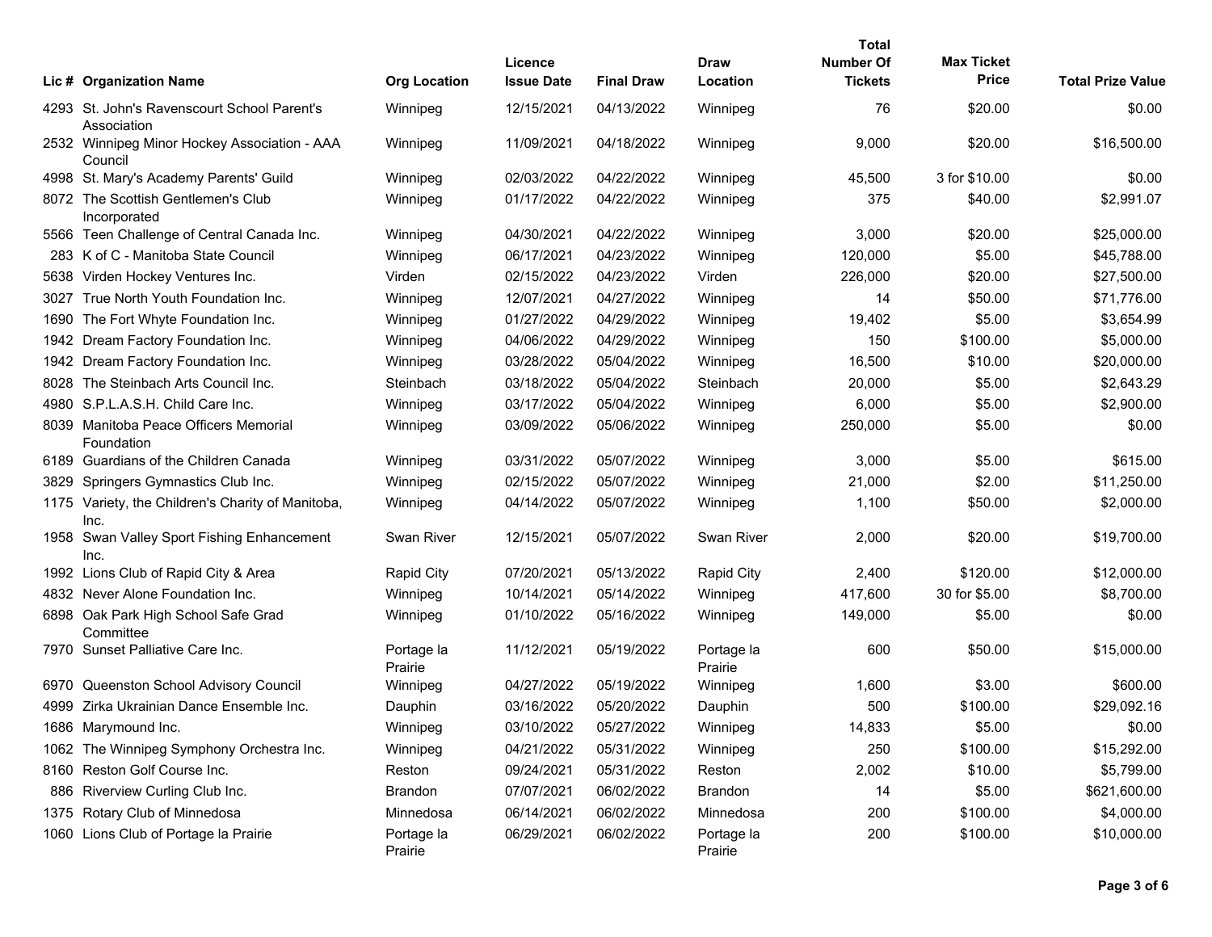| Lic # | Organization Name | Org Location | Licence Issue Date | Final Draw | Draw Location | Total Number Of Tickets | Max Ticket Price | Total Prize Value |
|---|---|---|---|---|---|---|---|---|
| 4293 | St. John's Ravenscourt School Parent's Association | Winnipeg | 12/15/2021 | 04/13/2022 | Winnipeg | 76 | $20.00 | $0.00 |
| 2532 | Winnipeg Minor Hockey Association - AAA Council | Winnipeg | 11/09/2021 | 04/18/2022 | Winnipeg | 9,000 | $20.00 | $16,500.00 |
| 4998 | St. Mary's Academy Parents' Guild | Winnipeg | 02/03/2022 | 04/22/2022 | Winnipeg | 45,500 | 3 for $10.00 | $0.00 |
| 8072 | The Scottish Gentlemen's Club Incorporated | Winnipeg | 01/17/2022 | 04/22/2022 | Winnipeg | 375 | $40.00 | $2,991.07 |
| 5566 | Teen Challenge of Central Canada Inc. | Winnipeg | 04/30/2021 | 04/22/2022 | Winnipeg | 3,000 | $20.00 | $25,000.00 |
| 283 | K of C - Manitoba State Council | Winnipeg | 06/17/2021 | 04/23/2022 | Winnipeg | 120,000 | $5.00 | $45,788.00 |
| 5638 | Virden Hockey Ventures Inc. | Virden | 02/15/2022 | 04/23/2022 | Virden | 226,000 | $20.00 | $27,500.00 |
| 3027 | True North Youth Foundation Inc. | Winnipeg | 12/07/2021 | 04/27/2022 | Winnipeg | 14 | $50.00 | $71,776.00 |
| 1690 | The Fort Whyte Foundation Inc. | Winnipeg | 01/27/2022 | 04/29/2022 | Winnipeg | 19,402 | $5.00 | $3,654.99 |
| 1942 | Dream Factory Foundation Inc. | Winnipeg | 04/06/2022 | 04/29/2022 | Winnipeg | 150 | $100.00 | $5,000.00 |
| 1942 | Dream Factory Foundation Inc. | Winnipeg | 03/28/2022 | 05/04/2022 | Winnipeg | 16,500 | $10.00 | $20,000.00 |
| 8028 | The Steinbach Arts Council Inc. | Steinbach | 03/18/2022 | 05/04/2022 | Steinbach | 20,000 | $5.00 | $2,643.29 |
| 4980 | S.P.L.A.S.H. Child Care Inc. | Winnipeg | 03/17/2022 | 05/04/2022 | Winnipeg | 6,000 | $5.00 | $2,900.00 |
| 8039 | Manitoba Peace Officers Memorial Foundation | Winnipeg | 03/09/2022 | 05/06/2022 | Winnipeg | 250,000 | $5.00 | $0.00 |
| 6189 | Guardians of the Children Canada | Winnipeg | 03/31/2022 | 05/07/2022 | Winnipeg | 3,000 | $5.00 | $615.00 |
| 3829 | Springers Gymnastics Club Inc. | Winnipeg | 02/15/2022 | 05/07/2022 | Winnipeg | 21,000 | $2.00 | $11,250.00 |
| 1175 | Variety, the Children's Charity of Manitoba, Inc. | Winnipeg | 04/14/2022 | 05/07/2022 | Winnipeg | 1,100 | $50.00 | $2,000.00 |
| 1958 | Swan Valley Sport Fishing Enhancement Inc. | Swan River | 12/15/2021 | 05/07/2022 | Swan River | 2,000 | $20.00 | $19,700.00 |
| 1992 | Lions Club of Rapid City & Area | Rapid City | 07/20/2021 | 05/13/2022 | Rapid City | 2,400 | $120.00 | $12,000.00 |
| 4832 | Never Alone Foundation Inc. | Winnipeg | 10/14/2021 | 05/14/2022 | Winnipeg | 417,600 | 30 for $5.00 | $8,700.00 |
| 6898 | Oak Park High School Safe Grad Committee | Winnipeg | 01/10/2022 | 05/16/2022 | Winnipeg | 149,000 | $5.00 | $0.00 |
| 7970 | Sunset Palliative Care Inc. | Portage la Prairie | 11/12/2021 | 05/19/2022 | Portage la Prairie | 600 | $50.00 | $15,000.00 |
| 6970 | Queenston School Advisory Council | Winnipeg | 04/27/2022 | 05/19/2022 | Winnipeg | 1,600 | $3.00 | $600.00 |
| 4999 | Zirka Ukrainian Dance Ensemble Inc. | Dauphin | 03/16/2022 | 05/20/2022 | Dauphin | 500 | $100.00 | $29,092.16 |
| 1686 | Marymound Inc. | Winnipeg | 03/10/2022 | 05/27/2022 | Winnipeg | 14,833 | $5.00 | $0.00 |
| 1062 | The Winnipeg Symphony Orchestra Inc. | Winnipeg | 04/21/2022 | 05/31/2022 | Winnipeg | 250 | $100.00 | $15,292.00 |
| 8160 | Reston Golf Course Inc. | Reston | 09/24/2021 | 05/31/2022 | Reston | 2,002 | $10.00 | $5,799.00 |
| 886 | Riverview Curling Club Inc. | Brandon | 07/07/2021 | 06/02/2022 | Brandon | 14 | $5.00 | $621,600.00 |
| 1375 | Rotary Club of Minnedosa | Minnedosa | 06/14/2021 | 06/02/2022 | Minnedosa | 200 | $100.00 | $4,000.00 |
| 1060 | Lions Club of Portage la Prairie | Portage la Prairie | 06/29/2021 | 06/02/2022 | Portage la Prairie | 200 | $100.00 | $10,000.00 |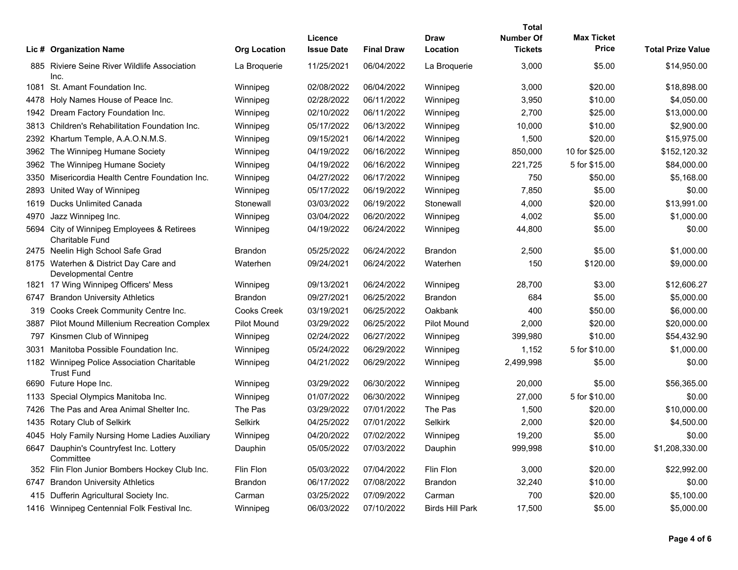| Lic # | Organization Name | Org Location | Licence Issue Date | Final Draw | Draw Location | Total Number Of Tickets | Max Ticket Price | Total Prize Value |
|---|---|---|---|---|---|---|---|---|
| 885 | Riviere Seine River Wildlife Association Inc. | La Broquerie | 11/25/2021 | 06/04/2022 | La Broquerie | 3,000 | $5.00 | $14,950.00 |
| 1081 | St. Amant Foundation Inc. | Winnipeg | 02/08/2022 | 06/04/2022 | Winnipeg | 3,000 | $20.00 | $18,898.00 |
| 4478 | Holy Names House of Peace Inc. | Winnipeg | 02/28/2022 | 06/11/2022 | Winnipeg | 3,950 | $10.00 | $4,050.00 |
| 1942 | Dream Factory Foundation Inc. | Winnipeg | 02/10/2022 | 06/11/2022 | Winnipeg | 2,700 | $25.00 | $13,000.00 |
| 3813 | Children's Rehabilitation Foundation Inc. | Winnipeg | 05/17/2022 | 06/13/2022 | Winnipeg | 10,000 | $10.00 | $2,900.00 |
| 2392 | Khartum Temple, A.A.O.N.M.S. | Winnipeg | 09/15/2021 | 06/14/2022 | Winnipeg | 1,500 | $20.00 | $15,975.00 |
| 3962 | The Winnipeg Humane Society | Winnipeg | 04/19/2022 | 06/16/2022 | Winnipeg | 850,000 | 10 for $25.00 | $152,120.32 |
| 3962 | The Winnipeg Humane Society | Winnipeg | 04/19/2022 | 06/16/2022 | Winnipeg | 221,725 | 5 for $15.00 | $84,000.00 |
| 3350 | Misericordia Health Centre Foundation Inc. | Winnipeg | 04/27/2022 | 06/17/2022 | Winnipeg | 750 | $50.00 | $5,168.00 |
| 2893 | United Way of Winnipeg | Winnipeg | 05/17/2022 | 06/19/2022 | Winnipeg | 7,850 | $5.00 | $0.00 |
| 1619 | Ducks Unlimited Canada | Stonewall | 03/03/2022 | 06/19/2022 | Stonewall | 4,000 | $20.00 | $13,991.00 |
| 4970 | Jazz Winnipeg Inc. | Winnipeg | 03/04/2022 | 06/20/2022 | Winnipeg | 4,002 | $5.00 | $1,000.00 |
| 5694 | City of Winnipeg Employees & Retirees Charitable Fund | Winnipeg | 04/19/2022 | 06/24/2022 | Winnipeg | 44,800 | $5.00 | $0.00 |
| 2475 | Neelin High School Safe Grad | Brandon | 05/25/2022 | 06/24/2022 | Brandon | 2,500 | $5.00 | $1,000.00 |
| 8175 | Waterhen & District Day Care and Developmental Centre | Waterhen | 09/24/2021 | 06/24/2022 | Waterhen | 150 | $120.00 | $9,000.00 |
| 1821 | 17 Wing Winnipeg Officers' Mess | Winnipeg | 09/13/2021 | 06/24/2022 | Winnipeg | 28,700 | $3.00 | $12,606.27 |
| 6747 | Brandon University Athletics | Brandon | 09/27/2021 | 06/25/2022 | Brandon | 684 | $5.00 | $5,000.00 |
| 319 | Cooks Creek Community Centre Inc. | Cooks Creek | 03/19/2021 | 06/25/2022 | Oakbank | 400 | $50.00 | $6,000.00 |
| 3887 | Pilot Mound Millenium Recreation Complex | Pilot Mound | 03/29/2022 | 06/25/2022 | Pilot Mound | 2,000 | $20.00 | $20,000.00 |
| 797 | Kinsmen Club of Winnipeg | Winnipeg | 02/24/2022 | 06/27/2022 | Winnipeg | 399,980 | $10.00 | $54,432.90 |
| 3031 | Manitoba Possible Foundation Inc. | Winnipeg | 05/24/2022 | 06/29/2022 | Winnipeg | 1,152 | 5 for $10.00 | $1,000.00 |
| 1182 | Winnipeg Police Association Charitable Trust Fund | Winnipeg | 04/21/2022 | 06/29/2022 | Winnipeg | 2,499,998 | $5.00 | $0.00 |
| 6690 | Future Hope Inc. | Winnipeg | 03/29/2022 | 06/30/2022 | Winnipeg | 20,000 | $5.00 | $56,365.00 |
| 1133 | Special Olympics Manitoba Inc. | Winnipeg | 01/07/2022 | 06/30/2022 | Winnipeg | 27,000 | 5 for $10.00 | $0.00 |
| 7426 | The Pas and Area Animal Shelter Inc. | The Pas | 03/29/2022 | 07/01/2022 | The Pas | 1,500 | $20.00 | $10,000.00 |
| 1435 | Rotary Club of Selkirk | Selkirk | 04/25/2022 | 07/01/2022 | Selkirk | 2,000 | $20.00 | $4,500.00 |
| 4045 | Holy Family Nursing Home Ladies Auxiliary | Winnipeg | 04/20/2022 | 07/02/2022 | Winnipeg | 19,200 | $5.00 | $0.00 |
| 6647 | Dauphin's Countryfest Inc. Lottery Committee | Dauphin | 05/05/2022 | 07/03/2022 | Dauphin | 999,998 | $10.00 | $1,208,330.00 |
| 352 | Flin Flon Junior Bombers Hockey Club Inc. | Flin Flon | 05/03/2022 | 07/04/2022 | Flin Flon | 3,000 | $20.00 | $22,992.00 |
| 6747 | Brandon University Athletics | Brandon | 06/17/2022 | 07/08/2022 | Brandon | 32,240 | $10.00 | $0.00 |
| 415 | Dufferin Agricultural Society Inc. | Carman | 03/25/2022 | 07/09/2022 | Carman | 700 | $20.00 | $5,100.00 |
| 1416 | Winnipeg Centennial Folk Festival Inc. | Winnipeg | 06/03/2022 | 07/10/2022 | Birds Hill Park | 17,500 | $5.00 | $5,000.00 |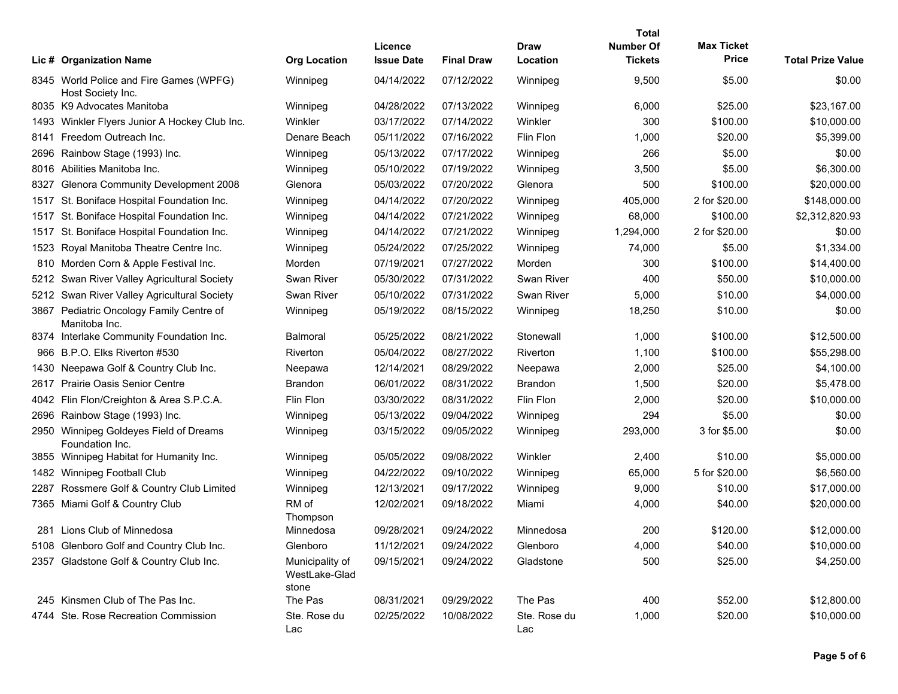| Lic # | Organization Name | Org Location | Licence Issue Date | Final Draw | Draw Location | Total Number Of Tickets | Max Ticket Price | Total Prize Value |
|---|---|---|---|---|---|---|---|---|
| 8345 | World Police and Fire Games (WPFG) Host Society Inc. | Winnipeg | 04/14/2022 | 07/12/2022 | Winnipeg | 9,500 | $5.00 | $0.00 |
| 8035 | K9 Advocates Manitoba | Winnipeg | 04/28/2022 | 07/13/2022 | Winnipeg | 6,000 | $25.00 | $23,167.00 |
| 1493 | Winkler Flyers Junior A Hockey Club Inc. | Winkler | 03/17/2022 | 07/14/2022 | Winkler | 300 | $100.00 | $10,000.00 |
| 8141 | Freedom Outreach Inc. | Denare Beach | 05/11/2022 | 07/16/2022 | Flin Flon | 1,000 | $20.00 | $5,399.00 |
| 2696 | Rainbow Stage (1993) Inc. | Winnipeg | 05/13/2022 | 07/17/2022 | Winnipeg | 266 | $5.00 | $0.00 |
| 8016 | Abilities Manitoba Inc. | Winnipeg | 05/10/2022 | 07/19/2022 | Winnipeg | 3,500 | $5.00 | $6,300.00 |
| 8327 | Glenora Community Development 2008 | Glenora | 05/03/2022 | 07/20/2022 | Glenora | 500 | $100.00 | $20,000.00 |
| 1517 | St. Boniface Hospital Foundation Inc. | Winnipeg | 04/14/2022 | 07/20/2022 | Winnipeg | 405,000 | 2 for $20.00 | $148,000.00 |
| 1517 | St. Boniface Hospital Foundation Inc. | Winnipeg | 04/14/2022 | 07/21/2022 | Winnipeg | 68,000 | $100.00 | $2,312,820.93 |
| 1517 | St. Boniface Hospital Foundation Inc. | Winnipeg | 04/14/2022 | 07/21/2022 | Winnipeg | 1,294,000 | 2 for $20.00 | $0.00 |
| 1523 | Royal Manitoba Theatre Centre Inc. | Winnipeg | 05/24/2022 | 07/25/2022 | Winnipeg | 74,000 | $5.00 | $1,334.00 |
| 810 | Morden Corn & Apple Festival Inc. | Morden | 07/19/2021 | 07/27/2022 | Morden | 300 | $100.00 | $14,400.00 |
| 5212 | Swan River Valley Agricultural Society | Swan River | 05/30/2022 | 07/31/2022 | Swan River | 400 | $50.00 | $10,000.00 |
| 5212 | Swan River Valley Agricultural Society | Swan River | 05/10/2022 | 07/31/2022 | Swan River | 5,000 | $10.00 | $4,000.00 |
| 3867 | Pediatric Oncology Family Centre of Manitoba Inc. | Winnipeg | 05/19/2022 | 08/15/2022 | Winnipeg | 18,250 | $10.00 | $0.00 |
| 8374 | Interlake Community Foundation Inc. | Balmoral | 05/25/2022 | 08/21/2022 | Stonewall | 1,000 | $100.00 | $12,500.00 |
| 966 | B.P.O. Elks Riverton #530 | Riverton | 05/04/2022 | 08/27/2022 | Riverton | 1,100 | $100.00 | $55,298.00 |
| 1430 | Neepawa Golf & Country Club Inc. | Neepawa | 12/14/2021 | 08/29/2022 | Neepawa | 2,000 | $25.00 | $4,100.00 |
| 2617 | Prairie Oasis Senior Centre | Brandon | 06/01/2022 | 08/31/2022 | Brandon | 1,500 | $20.00 | $5,478.00 |
| 4042 | Flin Flon/Creighton & Area S.P.C.A. | Flin Flon | 03/30/2022 | 08/31/2022 | Flin Flon | 2,000 | $20.00 | $10,000.00 |
| 2696 | Rainbow Stage (1993) Inc. | Winnipeg | 05/13/2022 | 09/04/2022 | Winnipeg | 294 | $5.00 | $0.00 |
| 2950 | Winnipeg Goldeyes Field of Dreams Foundation Inc. | Winnipeg | 03/15/2022 | 09/05/2022 | Winnipeg | 293,000 | 3 for $5.00 | $0.00 |
| 3855 | Winnipeg Habitat for Humanity Inc. | Winnipeg | 05/05/2022 | 09/08/2022 | Winkler | 2,400 | $10.00 | $5,000.00 |
| 1482 | Winnipeg Football Club | Winnipeg | 04/22/2022 | 09/10/2022 | Winnipeg | 65,000 | 5 for $20.00 | $6,560.00 |
| 2287 | Rossmere Golf & Country Club Limited | Winnipeg | 12/13/2021 | 09/17/2022 | Winnipeg | 9,000 | $10.00 | $17,000.00 |
| 7365 | Miami Golf & Country Club | RM of Thompson | 12/02/2021 | 09/18/2022 | Miami | 4,000 | $40.00 | $20,000.00 |
| 281 | Lions Club of Minnedosa | Minnedosa | 09/28/2021 | 09/24/2022 | Minnedosa | 200 | $120.00 | $12,000.00 |
| 5108 | Glenboro Golf and Country Club Inc. | Glenboro | 11/12/2021 | 09/24/2022 | Glenboro | 4,000 | $40.00 | $10,000.00 |
| 2357 | Gladstone Golf & Country Club Inc. | Municipality of WestLake-Gladstone | 09/15/2021 | 09/24/2022 | Gladstone | 500 | $25.00 | $4,250.00 |
| 245 | Kinsmen Club of The Pas Inc. | The Pas | 08/31/2021 | 09/29/2022 | The Pas | 400 | $52.00 | $12,800.00 |
| 4744 | Ste. Rose Recreation Commission | Ste. Rose du Lac | 02/25/2022 | 10/08/2022 | Ste. Rose du Lac | 1,000 | $20.00 | $10,000.00 |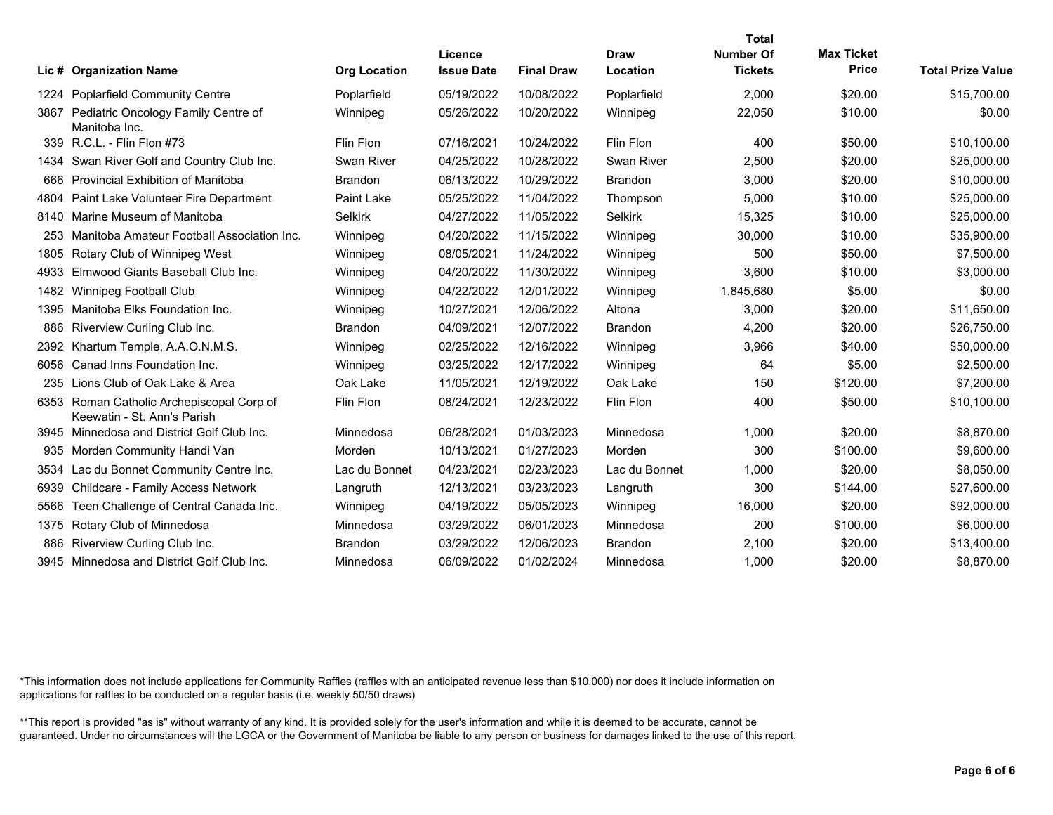| Lic # | Organization Name | Org Location | Licence Issue Date | Final Draw | Draw Location | Total Number Of Tickets | Max Ticket Price | Total Prize Value |
|---|---|---|---|---|---|---|---|---|
| 1224 | Poplarfield Community Centre | Poplarfield | 05/19/2022 | 10/08/2022 | Poplarfield | 2,000 | $20.00 | $15,700.00 |
| 3867 | Pediatric Oncology Family Centre of Manitoba Inc. | Winnipeg | 05/26/2022 | 10/20/2022 | Winnipeg | 22,050 | $10.00 | $0.00 |
| 339 | R.C.L. - Flin Flon #73 | Flin Flon | 07/16/2021 | 10/24/2022 | Flin Flon | 400 | $50.00 | $10,100.00 |
| 1434 | Swan River Golf and Country Club Inc. | Swan River | 04/25/2022 | 10/28/2022 | Swan River | 2,500 | $20.00 | $25,000.00 |
| 666 | Provincial Exhibition of Manitoba | Brandon | 06/13/2022 | 10/29/2022 | Brandon | 3,000 | $20.00 | $10,000.00 |
| 4804 | Paint Lake Volunteer Fire Department | Paint Lake | 05/25/2022 | 11/04/2022 | Thompson | 5,000 | $10.00 | $25,000.00 |
| 8140 | Marine Museum of Manitoba | Selkirk | 04/27/2022 | 11/05/2022 | Selkirk | 15,325 | $10.00 | $25,000.00 |
| 253 | Manitoba Amateur Football Association Inc. | Winnipeg | 04/20/2022 | 11/15/2022 | Winnipeg | 30,000 | $10.00 | $35,900.00 |
| 1805 | Rotary Club of Winnipeg West | Winnipeg | 08/05/2021 | 11/24/2022 | Winnipeg | 500 | $50.00 | $7,500.00 |
| 4933 | Elmwood Giants Baseball Club Inc. | Winnipeg | 04/20/2022 | 11/30/2022 | Winnipeg | 3,600 | $10.00 | $3,000.00 |
| 1482 | Winnipeg Football Club | Winnipeg | 04/22/2022 | 12/01/2022 | Winnipeg | 1,845,680 | $5.00 | $0.00 |
| 1395 | Manitoba Elks Foundation Inc. | Winnipeg | 10/27/2021 | 12/06/2022 | Altona | 3,000 | $20.00 | $11,650.00 |
| 886 | Riverview Curling Club Inc. | Brandon | 04/09/2021 | 12/07/2022 | Brandon | 4,200 | $20.00 | $26,750.00 |
| 2392 | Khartum Temple, A.A.O.N.M.S. | Winnipeg | 02/25/2022 | 12/16/2022 | Winnipeg | 3,966 | $40.00 | $50,000.00 |
| 6056 | Canad Inns Foundation Inc. | Winnipeg | 03/25/2022 | 12/17/2022 | Winnipeg | 64 | $5.00 | $2,500.00 |
| 235 | Lions Club of Oak Lake & Area | Oak Lake | 11/05/2021 | 12/19/2022 | Oak Lake | 150 | $120.00 | $7,200.00 |
| 6353 | Roman Catholic Archepiscopal Corp of Keewatin - St. Ann's Parish | Flin Flon | 08/24/2021 | 12/23/2022 | Flin Flon | 400 | $50.00 | $10,100.00 |
| 3945 | Minnedosa and District Golf Club Inc. | Minnedosa | 06/28/2021 | 01/03/2023 | Minnedosa | 1,000 | $20.00 | $8,870.00 |
| 935 | Morden Community Handi Van | Morden | 10/13/2021 | 01/27/2023 | Morden | 300 | $100.00 | $9,600.00 |
| 3534 | Lac du Bonnet Community Centre Inc. | Lac du Bonnet | 04/23/2021 | 02/23/2023 | Lac du Bonnet | 1,000 | $20.00 | $8,050.00 |
| 6939 | Childcare - Family Access Network | Langruth | 12/13/2021 | 03/23/2023 | Langruth | 300 | $144.00 | $27,600.00 |
| 5566 | Teen Challenge of Central Canada Inc. | Winnipeg | 04/19/2022 | 05/05/2023 | Winnipeg | 16,000 | $20.00 | $92,000.00 |
| 1375 | Rotary Club of Minnedosa | Minnedosa | 03/29/2022 | 06/01/2023 | Minnedosa | 200 | $100.00 | $6,000.00 |
| 886 | Riverview Curling Club Inc. | Brandon | 03/29/2022 | 12/06/2023 | Brandon | 2,100 | $20.00 | $13,400.00 |
| 3945 | Minnedosa and District Golf Club Inc. | Minnedosa | 06/09/2022 | 01/02/2024 | Minnedosa | 1,000 | $20.00 | $8,870.00 |

*This information does not include applications for Community Raffles (raffles with an anticipated revenue less than $10,000) nor does it include information on applications for raffles to be conducted on a regular basis (i.e. weekly 50/50 draws)

**This report is provided "as is" without warranty of any kind. It is provided solely for the user's information and while it is deemed to be accurate, cannot be guaranteed. Under no circumstances will the LGCA or the Government of Manitoba be liable to any person or business for damages linked to the use of this report.